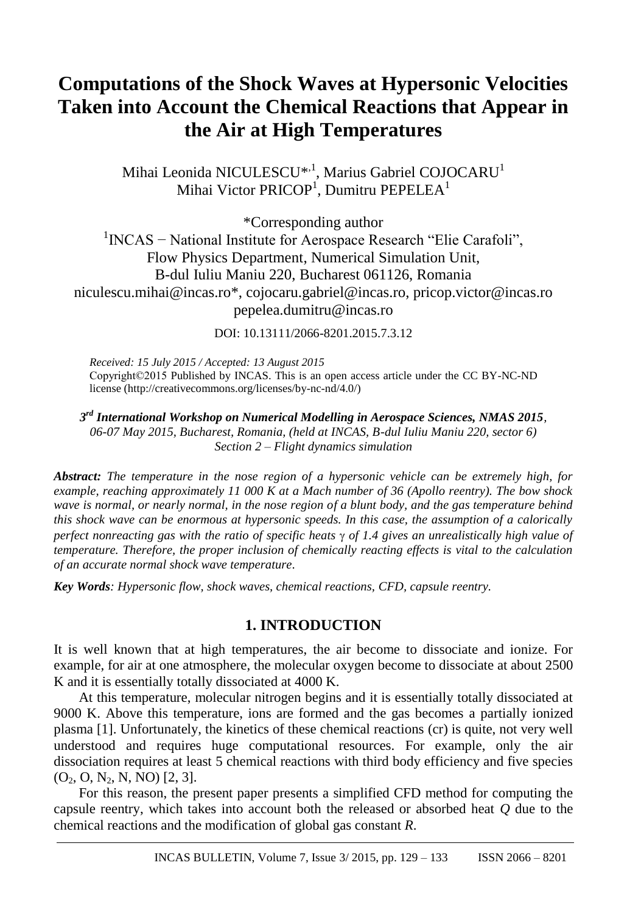# Computations of the Shock Waves at Hypersonic Velocities Taken into Account the Chemical Reactions that Appear in the Air at High Temperatures

Mihai Leonida NICULESCU*[,1], Marius Gabriel COJOCARU[1]
Mihai Victor PRICOP[1], Dumitru PEPELEA[1]

*Corresponding author
[1]INCAS − National Institute for Aerospace Research "Elie Carafoli",
Flow Physics Department, Numerical Simulation Unit,
B-dul Iuliu Maniu 220, Bucharest 061126, Romania
niculescu.mihai@incas.ro*, cojocaru.gabriel@incas.ro, pricop.victor@incas.ro
pepelea.dumitru@incas.ro

DOI: 10.13111/2066-8201.2015.7.3.12

*Received: 15 July 2015 / Accepted: 13 August 2015*
Copyright©2015 Published by INCAS. This is an open access article under the CC BY-NC-ND license (http://creativecommons.org/licenses/by-nc-nd/4.0/)

***3rd International Workshop on Numerical Modelling in Aerospace Sciences, NMAS 2015****, 06-07 May 2015, Bucharest, Romania, (held at INCAS, B-dul Iuliu Maniu 220, sector 6)*
*Section 2 – Flight dynamics simulation*

***Abstract:*** *The temperature in the nose region of a hypersonic vehicle can be extremely high, for example, reaching approximately 11 000 K at a Mach number of 36 (Apollo reentry). The bow shock wave is normal, or nearly normal, in the nose region of a blunt body, and the gas temperature behind this shock wave can be enormous at hypersonic speeds. In this case, the assumption of a calorically perfect nonreacting gas with the ratio of specific heats* $\gamma$ *of 1.4 gives an unrealistically high value of temperature. Therefore, the proper inclusion of chemically reacting effects is vital to the calculation of an accurate normal shock wave temperature.*

***Key Words****: Hypersonic flow, shock waves, chemical reactions, CFD, capsule reentry.*

## 1. INTRODUCTION

It is well known that at high temperatures, the air become to dissociate and ionize. For example, for air at one atmosphere, the molecular oxygen become to dissociate at about 2500 K and it is essentially totally dissociated at 4000 K.

At this temperature, molecular nitrogen begins and it is essentially totally dissociated at 9000 K. Above this temperature, ions are formed and the gas becomes a partially ionized plasma [1]. Unfortunately, the kinetics of these chemical reactions (cr) is quite, not very well understood and requires huge computational resources. For example, only the air dissociation requires at least 5 chemical reactions with third body efficiency and five species ($O_2$, O, $N_2$, N, NO) [2, 3].

For this reason, the present paper presents a simplified CFD method for computing the capsule reentry, which takes into account both the released or absorbed heat $Q$ due to the chemical reactions and the modification of global gas constant $R$.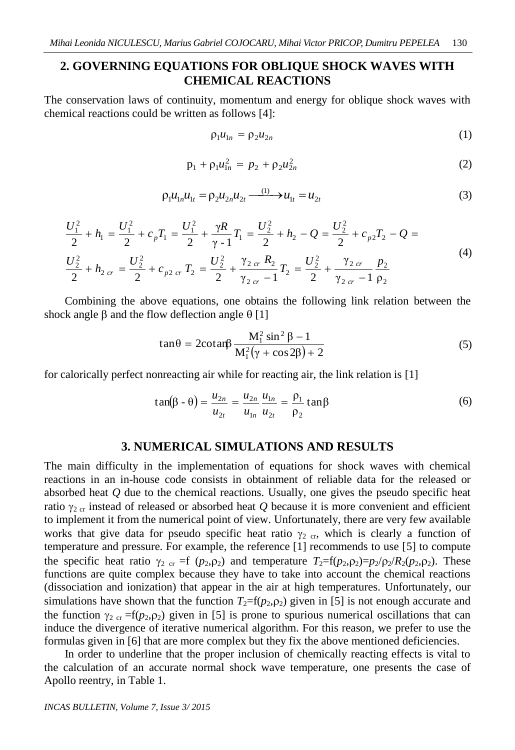## 2. GOVERNING EQUATIONS FOR OBLIQUE SHOCK WAVES WITH CHEMICAL REACTIONS

The conservation laws of continuity, momentum and energy for oblique shock waves with chemical reactions could be written as follows [4]:

$$\rho_1 u_{1n} = \rho_2 u_{2n} \tag{1}$$

$$p_1 + \rho_1 u_{1n}^2 = p_2 + \rho_2 u_{2n}^2 \tag{2}$$

$$\rho_1 u_{1n} u_{1t} = \rho_2 u_{2n} u_{2t} \xrightarrow{(1)} u_{1t} = u_{2t} \tag{3}$$

$$\begin{aligned}
&\frac{U_1^2}{2} + h_1 = \frac{U_1^2}{2} + c_p T_1 = \frac{U_1^2}{2} + \frac{\gamma R}{\gamma - 1} T_1 = \frac{U_2^2}{2} + h_2 - Q = \frac{U_2^2}{2} + c_{p2} T_2 - Q = \\
&\frac{U_2^2}{2} + h_{2\,cr} = \frac{U_2^2}{2} + c_{p2\,cr} T_2 = \frac{U_2^2}{2} + \frac{\gamma_{2\,cr} R_2}{\gamma_{2\,cr} - 1} T_2 = \frac{U_2^2}{2} + \frac{\gamma_{2\,cr}}{\gamma_{2\,cr} - 1} \frac{p_2}{\rho_2}
\end{aligned} \tag{4}$$

Combining the above equations, one obtains the following link relation between the shock angle $\beta$ and the flow deflection angle $\theta$ [1]

$$\tan\theta = 2\cot\beta \frac{M_1^2 \sin^2\beta - 1}{M_1^2(\gamma + \cos 2\beta) + 2} \tag{5}$$

for calorically perfect nonreacting air while for reacting air, the link relation is [1]

$$\tan(\beta - \theta) = \frac{u_{2n}}{u_{2t}} = \frac{u_{2n}}{u_{1n}} \frac{u_{1n}}{u_{2t}} = \frac{\rho_1}{\rho_2} \tan\beta \tag{6}$$

## 3. NUMERICAL SIMULATIONS AND RESULTS

The main difficulty in the implementation of equations for shock waves with chemical reactions in an in-house code consists in obtainment of reliable data for the released or absorbed heat $Q$ due to the chemical reactions. Usually, one gives the pseudo specific heat ratio $\gamma_{2\,cr}$ instead of released or absorbed heat $Q$ because it is more convenient and efficient to implement it from the numerical point of view. Unfortunately, there are very few available works that give data for pseudo specific heat ratio $\gamma_{2\,cr}$, which is clearly a function of temperature and pressure. For example, the reference [1] recommends to use [5] to compute the specific heat ratio $\gamma_{2\,cr} = f(p_2,\rho_2)$ and temperature $T_2 = f(p_2,\rho_2) = p_2/\rho_2/R_2(p_2,\rho_2)$. These functions are quite complex because they have to take into account the chemical reactions (dissociation and ionization) that appear in the air at high temperatures. Unfortunately, our simulations have shown that the function $T_2 = f(p_2,\rho_2)$ given in [5] is not enough accurate and the function $\gamma_{2\,cr} = f(p_2,\rho_2)$ given in [5] is prone to spurious numerical oscillations that can induce the divergence of iterative numerical algorithm. For this reason, we prefer to use the formulas given in [6] that are more complex but they fix the above mentioned deficiencies.

In order to underline that the proper inclusion of chemically reacting effects is vital to the calculation of an accurate normal shock wave temperature, one presents the case of Apollo reentry, in Table 1.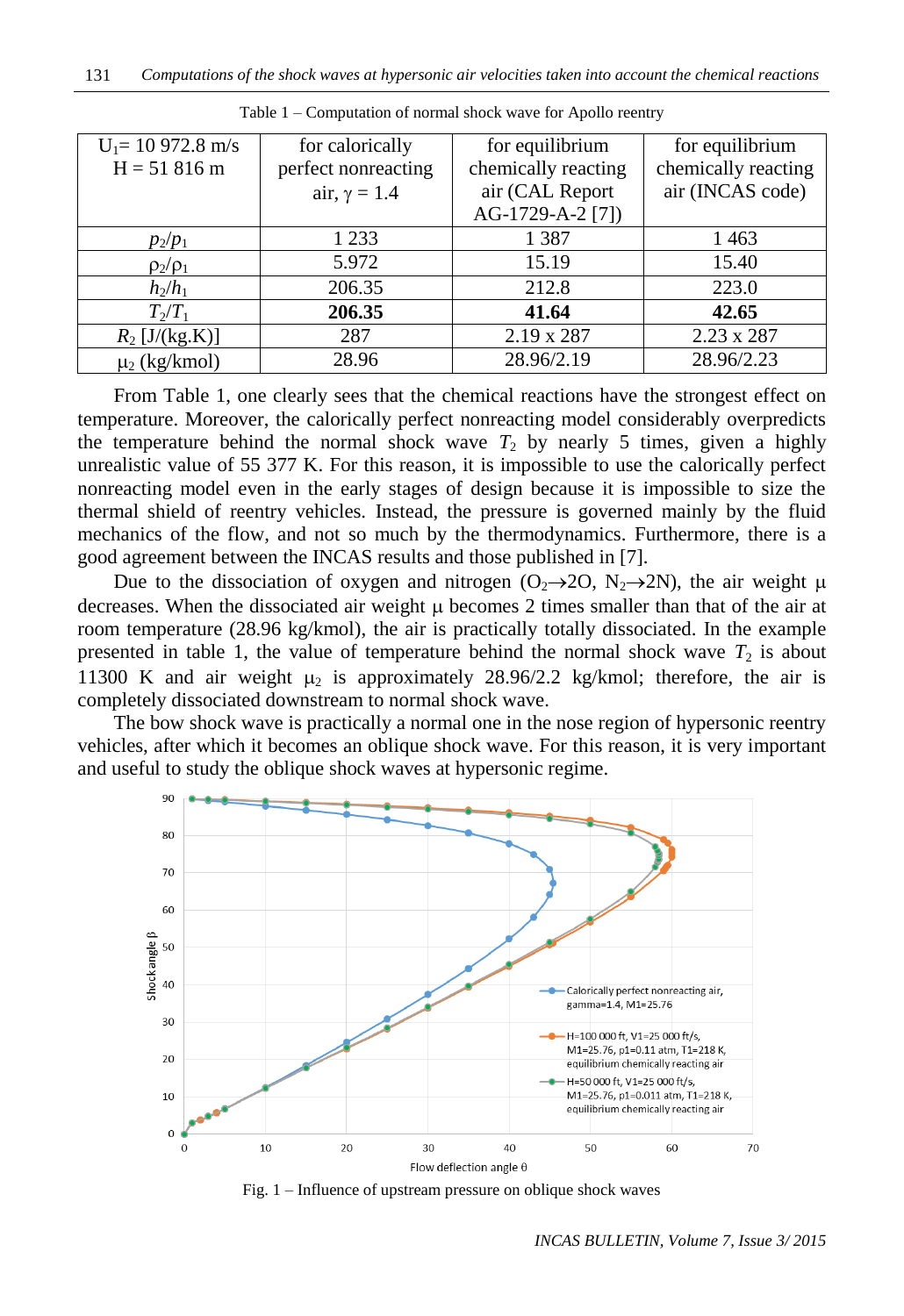Table 1 – Computation of normal shock wave for Apollo reentry

| $U_1$= 10 972.8 m/s<br>H = 51 816 m | for calorically perfect nonreacting air, $\gamma$ = 1.4 | for equilibrium chemically reacting air (CAL Report AG-1729-A-2 [7]) | for equilibrium chemically reacting air (INCAS code) |
|---|---|---|---|
| $p_2/p_1$ | 1 233 | 1 387 | 1 463 |
| $\rho_2/\rho_1$ | 5.972 | 15.19 | 15.40 |
| $h_2/h_1$ | 206.35 | 212.8 | 223.0 |
| $T_2/T_1$ | **206.35** | **41.64** | **42.65** |
| $R_2$ [J/(kg.K)] | 287 | 2.19 x 287 | 2.23 x 287 |
| $\mu_2$ (kg/kmol) | 28.96 | 28.96/2.19 | 28.96/2.23 |

From Table 1, one clearly sees that the chemical reactions have the strongest effect on temperature. Moreover, the calorically perfect nonreacting model considerably overpredicts the temperature behind the normal shock wave $T_2$ by nearly 5 times, given a highly unrealistic value of 55 377 K. For this reason, it is impossible to use the calorically perfect nonreacting model even in the early stages of design because it is impossible to size the thermal shield of reentry vehicles. Instead, the pressure is governed mainly by the fluid mechanics of the flow, and not so much by the thermodynamics. Furthermore, there is a good agreement between the INCAS results and those published in [7].

Due to the dissociation of oxygen and nitrogen ($O_2 \rightarrow 2O$, $N_2 \rightarrow 2N$), the air weight $\mu$ decreases. When the dissociated air weight $\mu$ becomes 2 times smaller than that of the air at room temperature (28.96 kg/kmol), the air is practically totally dissociated. In the example presented in table 1, the value of temperature behind the normal shock wave $T_2$ is about 11300 K and air weight $\mu_2$ is approximately 28.96/2.2 kg/kmol; therefore, the air is completely dissociated downstream to normal shock wave.

The bow shock wave is practically a normal one in the nose region of hypersonic reentry vehicles, after which it becomes an oblique shock wave. For this reason, it is very important and useful to study the oblique shock waves at hypersonic regime.

Fig. 1 – Influence of upstream pressure on oblique shock waves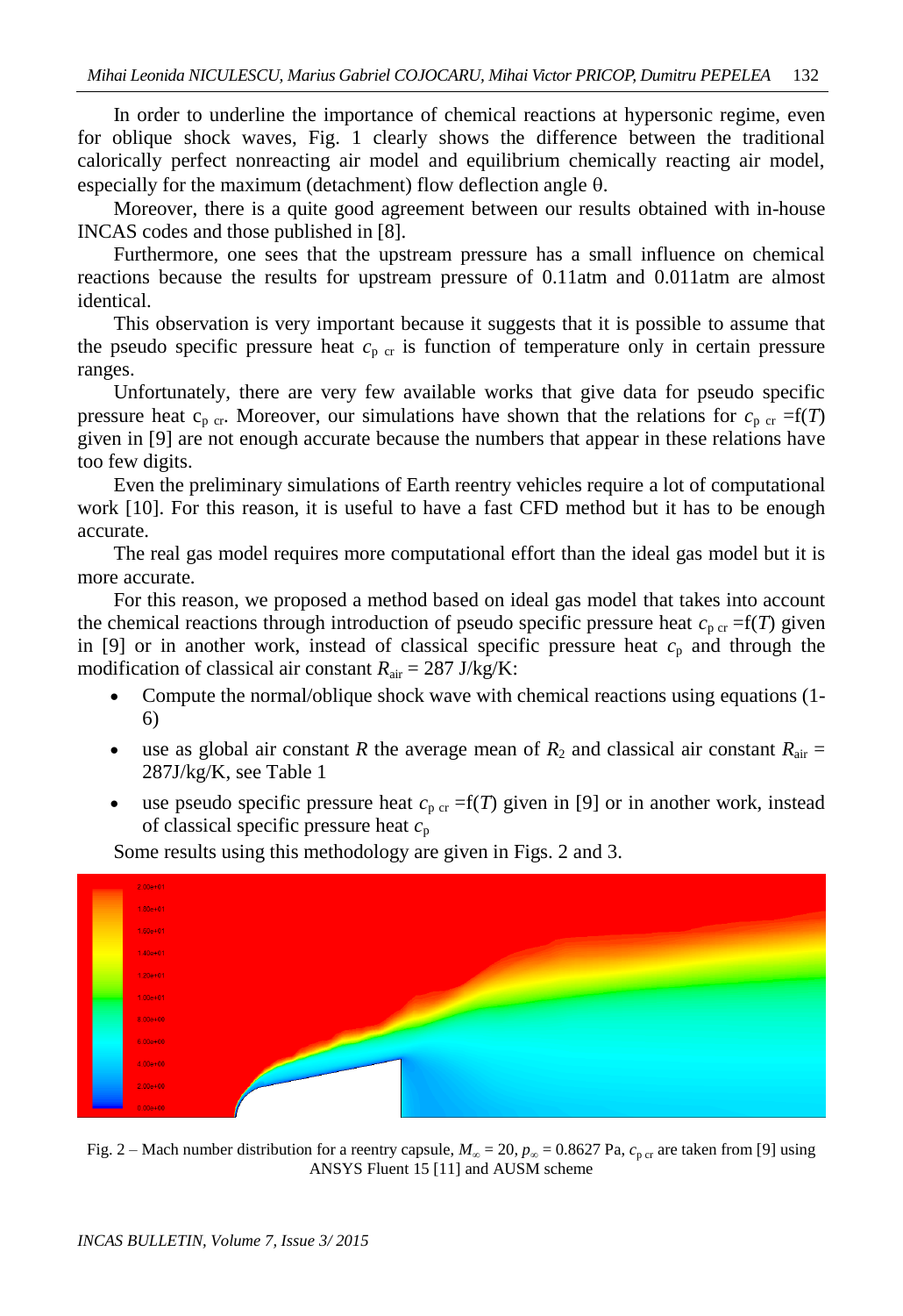In order to underline the importance of chemical reactions at hypersonic regime, even for oblique shock waves, Fig. 1 clearly shows the difference between the traditional calorically perfect nonreacting air model and equilibrium chemically reacting air model, especially for the maximum (detachment) flow deflection angle θ.

Moreover, there is a quite good agreement between our results obtained with in-house INCAS codes and those published in [8].

Furthermore, one sees that the upstream pressure has a small influence on chemical reactions because the results for upstream pressure of 0.11atm and 0.011atm are almost identical.

This observation is very important because it suggests that it is possible to assume that the pseudo specific pressure heat $c_{p\ cr}$ is function of temperature only in certain pressure ranges.

Unfortunately, there are very few available works that give data for pseudo specific pressure heat $c_{p\ cr}$. Moreover, our simulations have shown that the relations for $c_{p\ cr} = f(T)$ given in [9] are not enough accurate because the numbers that appear in these relations have too few digits.

Even the preliminary simulations of Earth reentry vehicles require a lot of computational work [10]. For this reason, it is useful to have a fast CFD method but it has to be enough accurate.

The real gas model requires more computational effort than the ideal gas model but it is more accurate.

For this reason, we proposed a method based on ideal gas model that takes into account the chemical reactions through introduction of pseudo specific pressure heat $c_{p\ cr} = f(T)$ given in [9] or in another work, instead of classical specific pressure heat $c_p$ and through the modification of classical air constant $R_{air} = 287$ J/kg/K:

- Compute the normal/oblique shock wave with chemical reactions using equations (1-6)
- use as global air constant $R$ the average mean of $R_2$ and classical air constant $R_{air} = 287$J/kg/K, see Table 1
- use pseudo specific pressure heat $c_{p\ cr} = f(T)$ given in [9] or in another work, instead of classical specific pressure heat $c_p$

Some results using this methodology are given in Figs. 2 and 3.

Fig. 2 – Mach number distribution for a reentry capsule, $M_\infty = 20$, $p_\infty = 0.8627$ Pa, $c_{p\ cr}$ are taken from [9] using ANSYS Fluent 15 [11] and AUSM scheme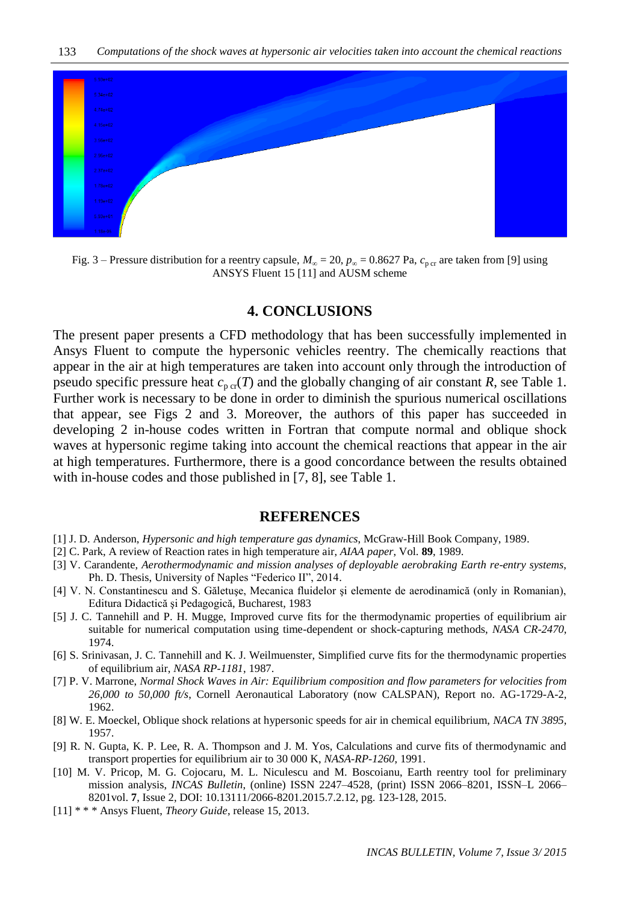Fig. 3 – Pressure distribution for a reentry capsule, $M_\infty = 20$, $p_\infty = 0.8627$ Pa, $c_{p\,cr}$ are taken from [9] using ANSYS Fluent 15 [11] and AUSM scheme

## 4. CONCLUSIONS

The present paper presents a CFD methodology that has been successfully implemented in Ansys Fluent to compute the hypersonic vehicles reentry. The chemically reactions that appear in the air at high temperatures are taken into account only through the introduction of pseudo specific pressure heat $c_{p\,cr}(T)$ and the globally changing of air constant $R$, see Table 1. Further work is necessary to be done in order to diminish the spurious numerical oscillations that appear, see Figs 2 and 3. Moreover, the authors of this paper has succeeded in developing 2 in-house codes written in Fortran that compute normal and oblique shock waves at hypersonic regime taking into account the chemical reactions that appear in the air at high temperatures. Furthermore, there is a good concordance between the results obtained with in-house codes and those published in [7, 8], see Table 1.

## REFERENCES

[1] J. D. Anderson, *Hypersonic and high temperature gas dynamics*, McGraw-Hill Book Company, 1989.

[2] C. Park, A review of Reaction rates in high temperature air, *AIAA paper*, Vol. **89**, 1989.

[3] V. Carandente, *Aerothermodynamic and mission analyses of deployable aerobraking Earth re-entry systems*, Ph. D. Thesis, University of Naples "Federico II", 2014.

[4] V. N. Constantinescu and S. Găletuşe, Mecanica fluidelor şi elemente de aerodinamică (only in Romanian), Editura Didactică şi Pedagogică, Bucharest, 1983

[5] J. C. Tannehill and P. H. Mugge, Improved curve fits for the thermodynamic properties of equilibrium air suitable for numerical computation using time-dependent or shock-capturing methods, *NASA CR-2470*, 1974.

[6] S. Srinivasan, J. C. Tannehill and K. J. Weilmuenster, Simplified curve fits for the thermodynamic properties of equilibrium air, *NASA RP-1181*, 1987.

[7] P. V. Marrone, *Normal Shock Waves in Air: Equilibrium composition and flow parameters for velocities from 26,000 to 50,000 ft/s*, Cornell Aeronautical Laboratory (now CALSPAN), Report no. AG-1729-A-2, 1962.

[8] W. E. Moeckel, Oblique shock relations at hypersonic speeds for air in chemical equilibrium, *NACA TN 3895*, 1957.

[9] R. N. Gupta, K. P. Lee, R. A. Thompson and J. M. Yos, Calculations and curve fits of thermodynamic and transport properties for equilibrium air to 30 000 K, *NASA-RP-1260*, 1991.

[10] M. V. Pricop, M. G. Cojocaru, M. L. Niculescu and M. Boscoianu, Earth reentry tool for preliminary mission analysis, *INCAS Bulletin*, (online) ISSN 2247–4528, (print) ISSN 2066–8201, ISSN–L 2066–8201vol. **7**, Issue 2, DOI: 10.13111/2066-8201.2015.7.2.12, pg. 123-128, 2015.

[11] * * * Ansys Fluent, *Theory Guide*, release 15, 2013.